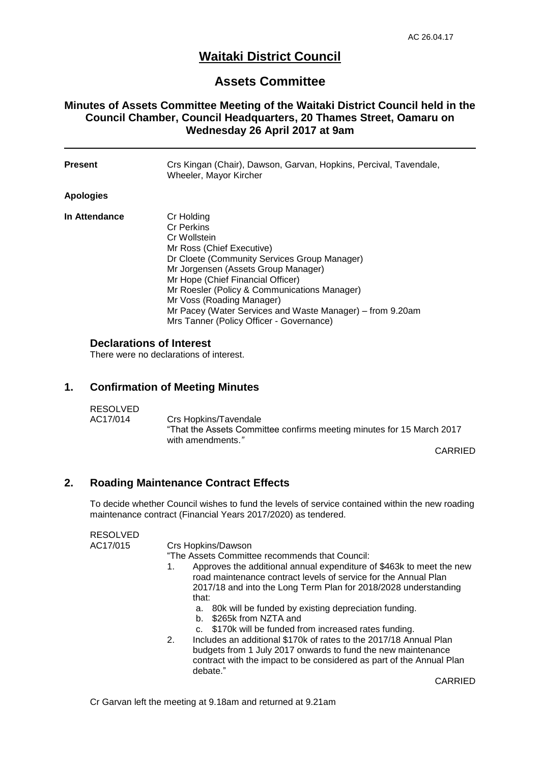# Waitaki District Council

## Assets Committee

### Minutes of Assets Committee Meeting of the Waitaki District Council held in the Council Chamber, Council Headquarters, 20 Thames Street, Oamaru on Wednesday 26 April 2017 at 9am

**Present** Crs Kingan (Chair), Dawson, Garvan, Hopkins, Percival, Tavendale, Wheeler, Mayor Kircher

**Apologies**

**In Attendance**
Cr Holding
Cr Perkins
Cr Wollstein
Mr Ross (Chief Executive)
Dr Cloete (Community Services Group Manager)
Mr Jorgensen (Assets Group Manager)
Mr Hope (Chief Financial Officer)
Mr Roesler (Policy & Communications Manager)
Mr Voss (Roading Manager)
Mr Pacey (Water Services and Waste Manager) – from 9.20am
Mrs Tanner (Policy Officer - Governance)

### Declarations of Interest

There were no declarations of interest.

## 1. Confirmation of Meeting Minutes

RESOLVED
AC17/014 Crs Hopkins/Tavendale
"That the Assets Committee confirms meeting minutes for 15 March 2017 with amendments."

CARRIED

## 2. Roading Maintenance Contract Effects

To decide whether Council wishes to fund the levels of service contained within the new roading maintenance contract (Financial Years 2017/2020) as tendered.

RESOLVED
AC17/015 Crs Hopkins/Dawson
"The Assets Committee recommends that Council:

1. Approves the additional annual expenditure of $463k to meet the new road maintenance contract levels of service for the Annual Plan 2017/18 and into the Long Term Plan for 2018/2028 understanding that:
   a. 80k will be funded by existing depreciation funding.
   b. $265k from NZTA and
   c. $170k will be funded from increased rates funding.
2. Includes an additional $170k of rates to the 2017/18 Annual Plan budgets from 1 July 2017 onwards to fund the new maintenance contract with the impact to be considered as part of the Annual Plan debate."

CARRIED

Cr Garvan left the meeting at 9.18am and returned at 9.21am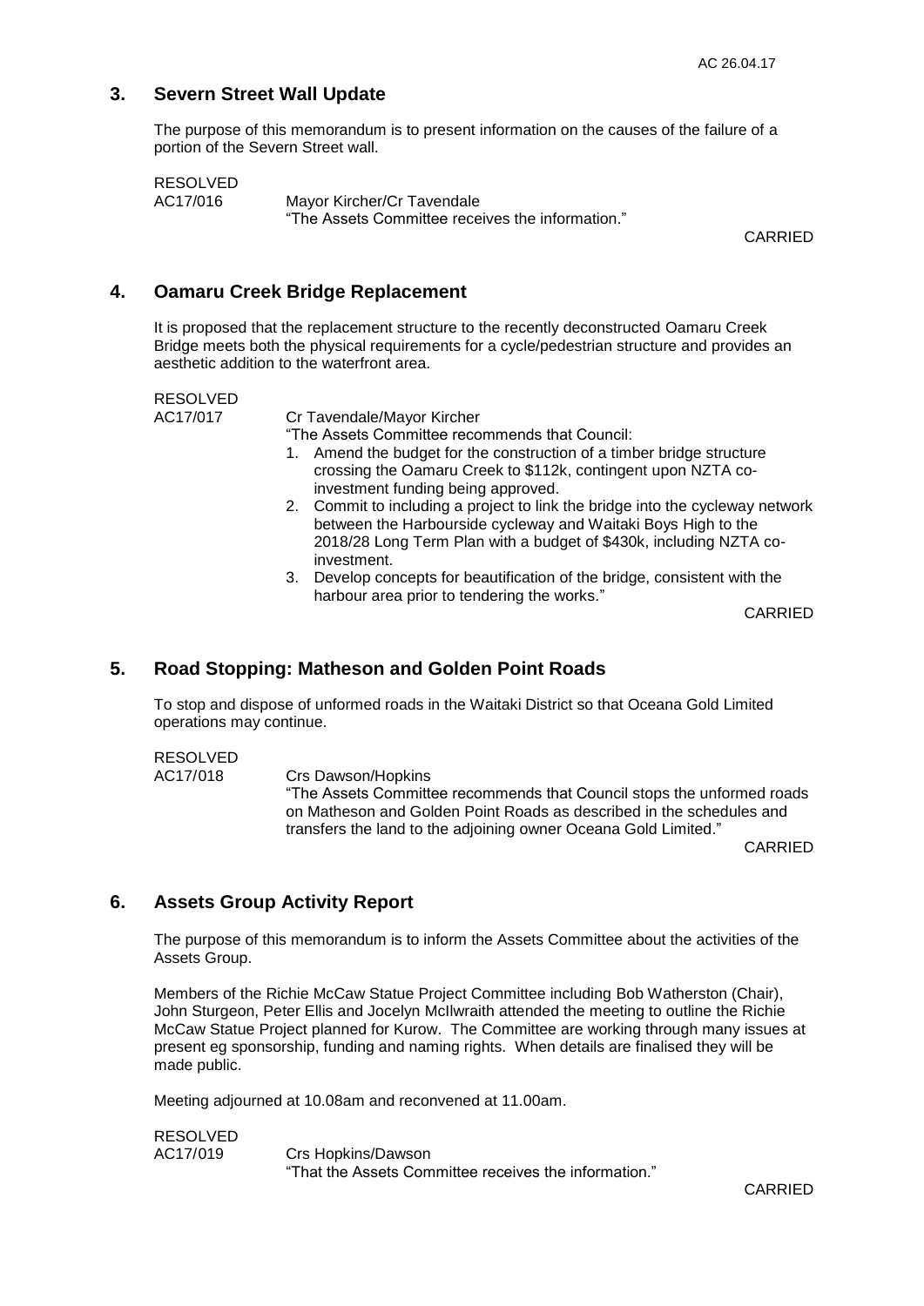## 3. Severn Street Wall Update

The purpose of this memorandum is to present information on the causes of the failure of a portion of the Severn Street wall.

RESOLVED
AC17/016 Mayor Kircher/Cr Tavendale
"The Assets Committee receives the information."

CARRIED

## 4. Oamaru Creek Bridge Replacement

It is proposed that the replacement structure to the recently deconstructed Oamaru Creek Bridge meets both the physical requirements for a cycle/pedestrian structure and provides an aesthetic addition to the waterfront area.

RESOLVED
AC17/017 Cr Tavendale/Mayor Kircher
"The Assets Committee recommends that Council:

1. Amend the budget for the construction of a timber bridge structure crossing the Oamaru Creek to $112k, contingent upon NZTA co-investment funding being approved.
2. Commit to including a project to link the bridge into the cycleway network between the Harbourside cycleway and Waitaki Boys High to the 2018/28 Long Term Plan with a budget of $430k, including NZTA co-investment.
3. Develop concepts for beautification of the bridge, consistent with the harbour area prior to tendering the works."

CARRIED

## 5. Road Stopping: Matheson and Golden Point Roads

To stop and dispose of unformed roads in the Waitaki District so that Oceana Gold Limited operations may continue.

RESOLVED
AC17/018 Crs Dawson/Hopkins
"The Assets Committee recommends that Council stops the unformed roads on Matheson and Golden Point Roads as described in the schedules and transfers the land to the adjoining owner Oceana Gold Limited."

CARRIED

## 6. Assets Group Activity Report

The purpose of this memorandum is to inform the Assets Committee about the activities of the Assets Group.

Members of the Richie McCaw Statue Project Committee including Bob Watherston (Chair), John Sturgeon, Peter Ellis and Jocelyn McIlwraith attended the meeting to outline the Richie McCaw Statue Project planned for Kurow. The Committee are working through many issues at present eg sponsorship, funding and naming rights. When details are finalised they will be made public.

Meeting adjourned at 10.08am and reconvened at 11.00am.

RESOLVED
AC17/019 Crs Hopkins/Dawson
"That the Assets Committee receives the information."

CARRIED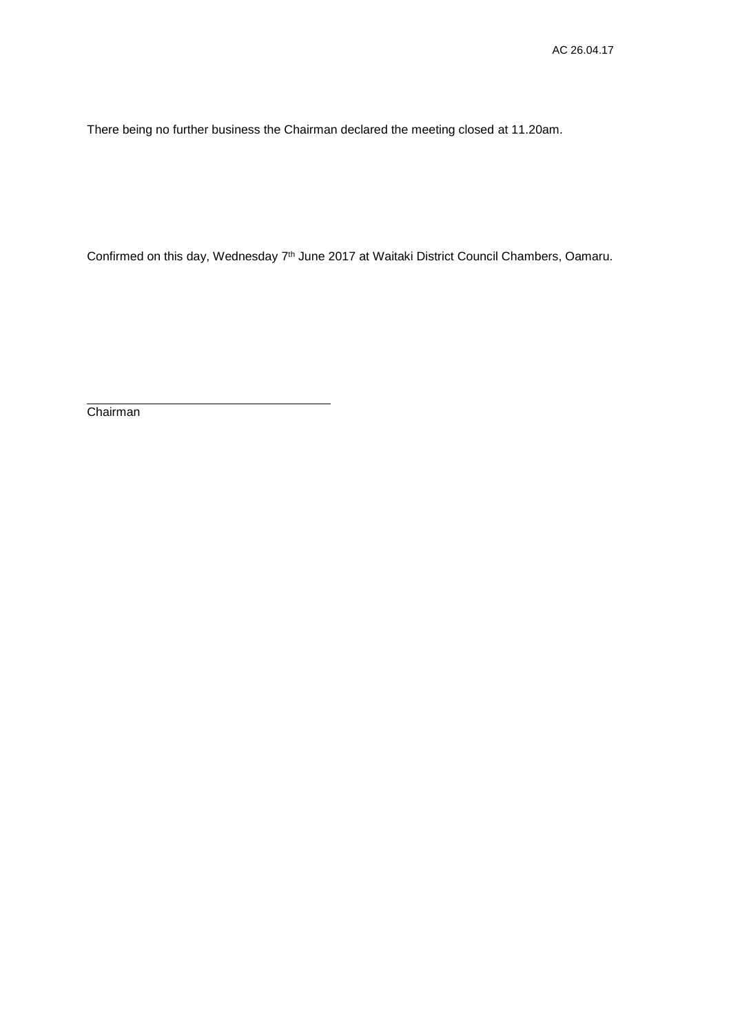There being no further business the Chairman declared the meeting closed at 11.20am.

Confirmed on this day, Wednesday 7th June 2017 at Waitaki District Council Chambers, Oamaru.

\_\_\_\_\_\_\_\_\_\_\_\_\_\_\_\_\_\_\_\_\_\_\_\_\_\_\_\_\_\_\_\_\_\_\_\_

Chairman